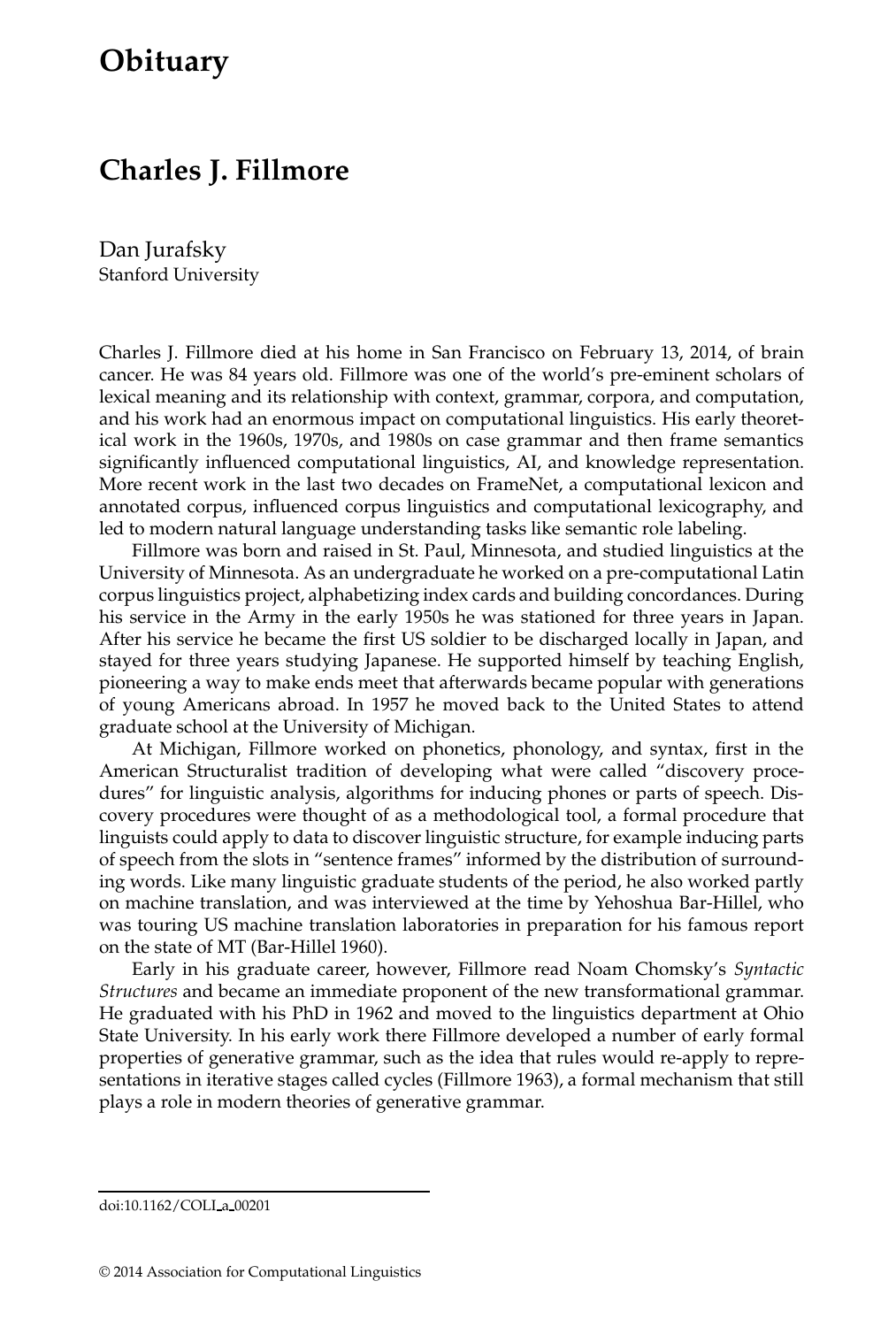# Obituary

## Charles J. Fillmore

Dan Jurafsky
Stanford University

Charles J. Fillmore died at his home in San Francisco on February 13, 2014, of brain cancer. He was 84 years old. Fillmore was one of the world's pre-eminent scholars of lexical meaning and its relationship with context, grammar, corpora, and computation, and his work had an enormous impact on computational linguistics. His early theoretical work in the 1960s, 1970s, and 1980s on case grammar and then frame semantics significantly influenced computational linguistics, AI, and knowledge representation. More recent work in the last two decades on FrameNet, a computational lexicon and annotated corpus, influenced corpus linguistics and computational lexicography, and led to modern natural language understanding tasks like semantic role labeling.

Fillmore was born and raised in St. Paul, Minnesota, and studied linguistics at the University of Minnesota. As an undergraduate he worked on a pre-computational Latin corpus linguistics project, alphabetizing index cards and building concordances. During his service in the Army in the early 1950s he was stationed for three years in Japan. After his service he became the first US soldier to be discharged locally in Japan, and stayed for three years studying Japanese. He supported himself by teaching English, pioneering a way to make ends meet that afterwards became popular with generations of young Americans abroad. In 1957 he moved back to the United States to attend graduate school at the University of Michigan.

At Michigan, Fillmore worked on phonetics, phonology, and syntax, first in the American Structuralist tradition of developing what were called "discovery procedures" for linguistic analysis, algorithms for inducing phones or parts of speech. Discovery procedures were thought of as a methodological tool, a formal procedure that linguists could apply to data to discover linguistic structure, for example inducing parts of speech from the slots in "sentence frames" informed by the distribution of surrounding words. Like many linguistic graduate students of the period, he also worked partly on machine translation, and was interviewed at the time by Yehoshua Bar-Hillel, who was touring US machine translation laboratories in preparation for his famous report on the state of MT (Bar-Hillel 1960).

Early in his graduate career, however, Fillmore read Noam Chomsky's *Syntactic Structures* and became an immediate proponent of the new transformational grammar. He graduated with his PhD in 1962 and moved to the linguistics department at Ohio State University. In his early work there Fillmore developed a number of early formal properties of generative grammar, such as the idea that rules would re-apply to representations in iterative stages called cycles (Fillmore 1963), a formal mechanism that still plays a role in modern theories of generative grammar.

doi:10.1162/COLI_a_00201

© 2014 Association for Computational Linguistics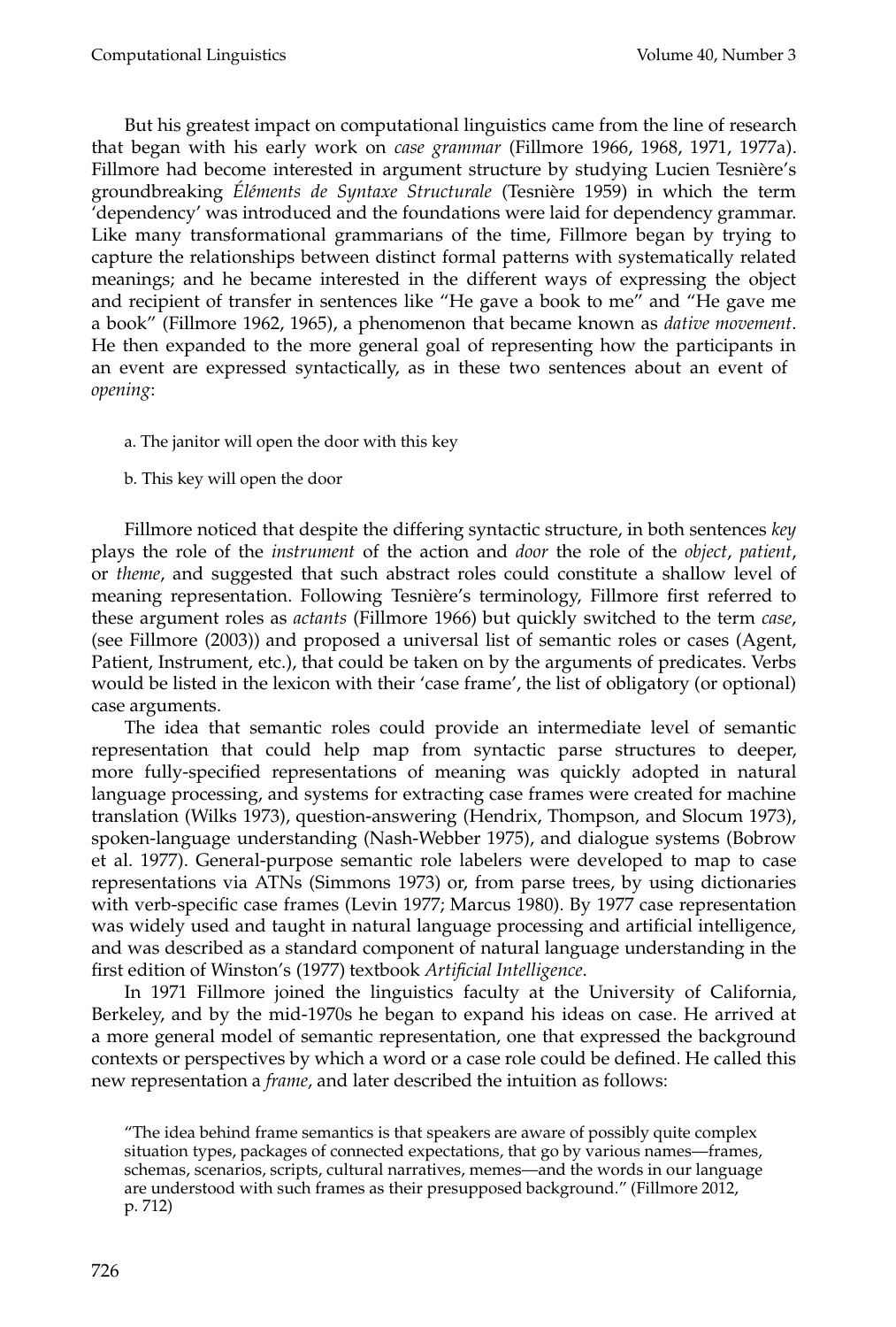But his greatest impact on computational linguistics came from the line of research that began with his early work on *case grammar* (Fillmore 1966, 1968, 1971, 1977a). Fillmore had become interested in argument structure by studying Lucien Tesnière's groundbreaking *Éléments de Syntaxe Structurale* (Tesnière 1959) in which the term 'dependency' was introduced and the foundations were laid for dependency grammar. Like many transformational grammarians of the time, Fillmore began by trying to capture the relationships between distinct formal patterns with systematically related meanings; and he became interested in the different ways of expressing the object and recipient of transfer in sentences like "He gave a book to me" and "He gave me a book" (Fillmore 1962, 1965), a phenomenon that became known as *dative movement*. He then expanded to the more general goal of representing how the participants in an event are expressed syntactically, as in these two sentences about an event of *opening*:

a. The janitor will open the door with this key

b. This key will open the door

Fillmore noticed that despite the differing syntactic structure, in both sentences *key* plays the role of the *instrument* of the action and *door* the role of the *object*, *patient*, or *theme*, and suggested that such abstract roles could constitute a shallow level of meaning representation. Following Tesnière's terminology, Fillmore first referred to these argument roles as *actants* (Fillmore 1966) but quickly switched to the term *case*, (see Fillmore (2003)) and proposed a universal list of semantic roles or cases (Agent, Patient, Instrument, etc.), that could be taken on by the arguments of predicates. Verbs would be listed in the lexicon with their 'case frame', the list of obligatory (or optional) case arguments.

The idea that semantic roles could provide an intermediate level of semantic representation that could help map from syntactic parse structures to deeper, more fully-specified representations of meaning was quickly adopted in natural language processing, and systems for extracting case frames were created for machine translation (Wilks 1973), question-answering (Hendrix, Thompson, and Slocum 1973), spoken-language understanding (Nash-Webber 1975), and dialogue systems (Bobrow et al. 1977). General-purpose semantic role labelers were developed to map to case representations via ATNs (Simmons 1973) or, from parse trees, by using dictionaries with verb-specific case frames (Levin 1977; Marcus 1980). By 1977 case representation was widely used and taught in natural language processing and artificial intelligence, and was described as a standard component of natural language understanding in the first edition of Winston's (1977) textbook *Artificial Intelligence*.

In 1971 Fillmore joined the linguistics faculty at the University of California, Berkeley, and by the mid-1970s he began to expand his ideas on case. He arrived at a more general model of semantic representation, one that expressed the background contexts or perspectives by which a word or a case role could be defined. He called this new representation a *frame*, and later described the intuition as follows:

> "The idea behind frame semantics is that speakers are aware of possibly quite complex situation types, packages of connected expectations, that go by various names—frames, schemas, scenarios, scripts, cultural narratives, memes—and the words in our language are understood with such frames as their presupposed background." (Fillmore 2012, p. 712)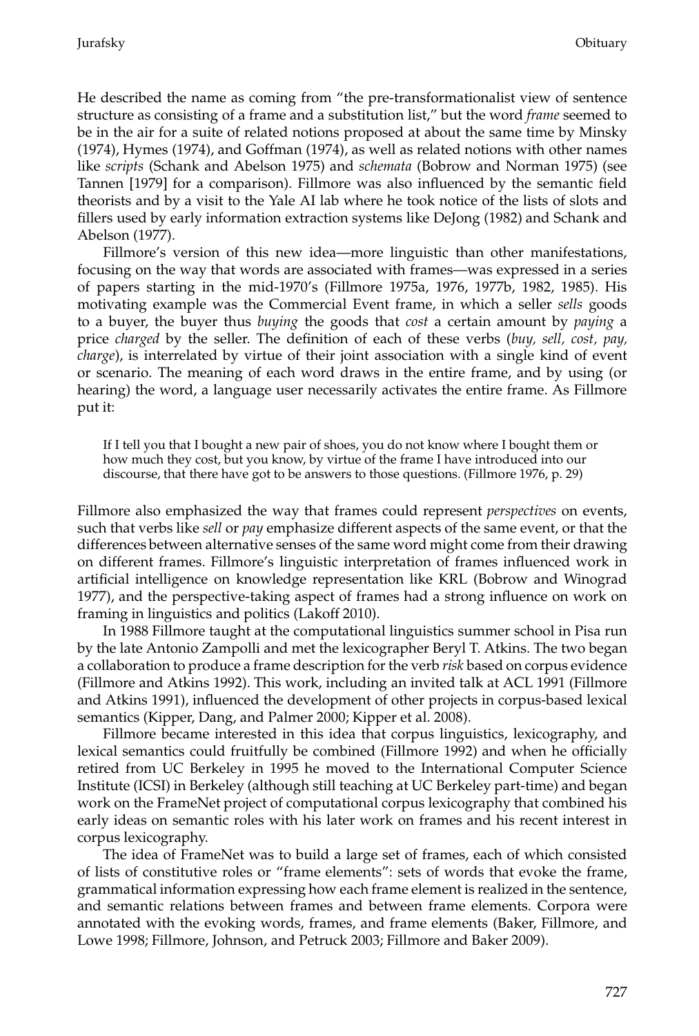He described the name as coming from "the pre-transformationalist view of sentence structure as consisting of a frame and a substitution list," but the word *frame* seemed to be in the air for a suite of related notions proposed at about the same time by Minsky (1974), Hymes (1974), and Goffman (1974), as well as related notions with other names like *scripts* (Schank and Abelson 1975) and *schemata* (Bobrow and Norman 1975) (see Tannen [1979] for a comparison). Fillmore was also influenced by the semantic field theorists and by a visit to the Yale AI lab where he took notice of the lists of slots and fillers used by early information extraction systems like DeJong (1982) and Schank and Abelson (1977).

Fillmore's version of this new idea—more linguistic than other manifestations, focusing on the way that words are associated with frames—was expressed in a series of papers starting in the mid-1970's (Fillmore 1975a, 1976, 1977b, 1982, 1985). His motivating example was the Commercial Event frame, in which a seller *sells* goods to a buyer, the buyer thus *buying* the goods that *cost* a certain amount by *paying* a price *charged* by the seller. The definition of each of these verbs (*buy, sell, cost, pay, charge*), is interrelated by virtue of their joint association with a single kind of event or scenario. The meaning of each word draws in the entire frame, and by using (or hearing) the word, a language user necessarily activates the entire frame. As Fillmore put it:

> If I tell you that I bought a new pair of shoes, you do not know where I bought them or how much they cost, but you know, by virtue of the frame I have introduced into our discourse, that there have got to be answers to those questions. (Fillmore 1976, p. 29)

Fillmore also emphasized the way that frames could represent *perspectives* on events, such that verbs like *sell* or *pay* emphasize different aspects of the same event, or that the differences between alternative senses of the same word might come from their drawing on different frames. Fillmore's linguistic interpretation of frames influenced work in artificial intelligence on knowledge representation like KRL (Bobrow and Winograd 1977), and the perspective-taking aspect of frames had a strong influence on work on framing in linguistics and politics (Lakoff 2010).

In 1988 Fillmore taught at the computational linguistics summer school in Pisa run by the late Antonio Zampolli and met the lexicographer Beryl T. Atkins. The two began a collaboration to produce a frame description for the verb *risk* based on corpus evidence (Fillmore and Atkins 1992). This work, including an invited talk at ACL 1991 (Fillmore and Atkins 1991), influenced the development of other projects in corpus-based lexical semantics (Kipper, Dang, and Palmer 2000; Kipper et al. 2008).

Fillmore became interested in this idea that corpus linguistics, lexicography, and lexical semantics could fruitfully be combined (Fillmore 1992) and when he officially retired from UC Berkeley in 1995 he moved to the International Computer Science Institute (ICSI) in Berkeley (although still teaching at UC Berkeley part-time) and began work on the FrameNet project of computational corpus lexicography that combined his early ideas on semantic roles with his later work on frames and his recent interest in corpus lexicography.

The idea of FrameNet was to build a large set of frames, each of which consisted of lists of constitutive roles or "frame elements": sets of words that evoke the frame, grammatical information expressing how each frame element is realized in the sentence, and semantic relations between frames and between frame elements. Corpora were annotated with the evoking words, frames, and frame elements (Baker, Fillmore, and Lowe 1998; Fillmore, Johnson, and Petruck 2003; Fillmore and Baker 2009).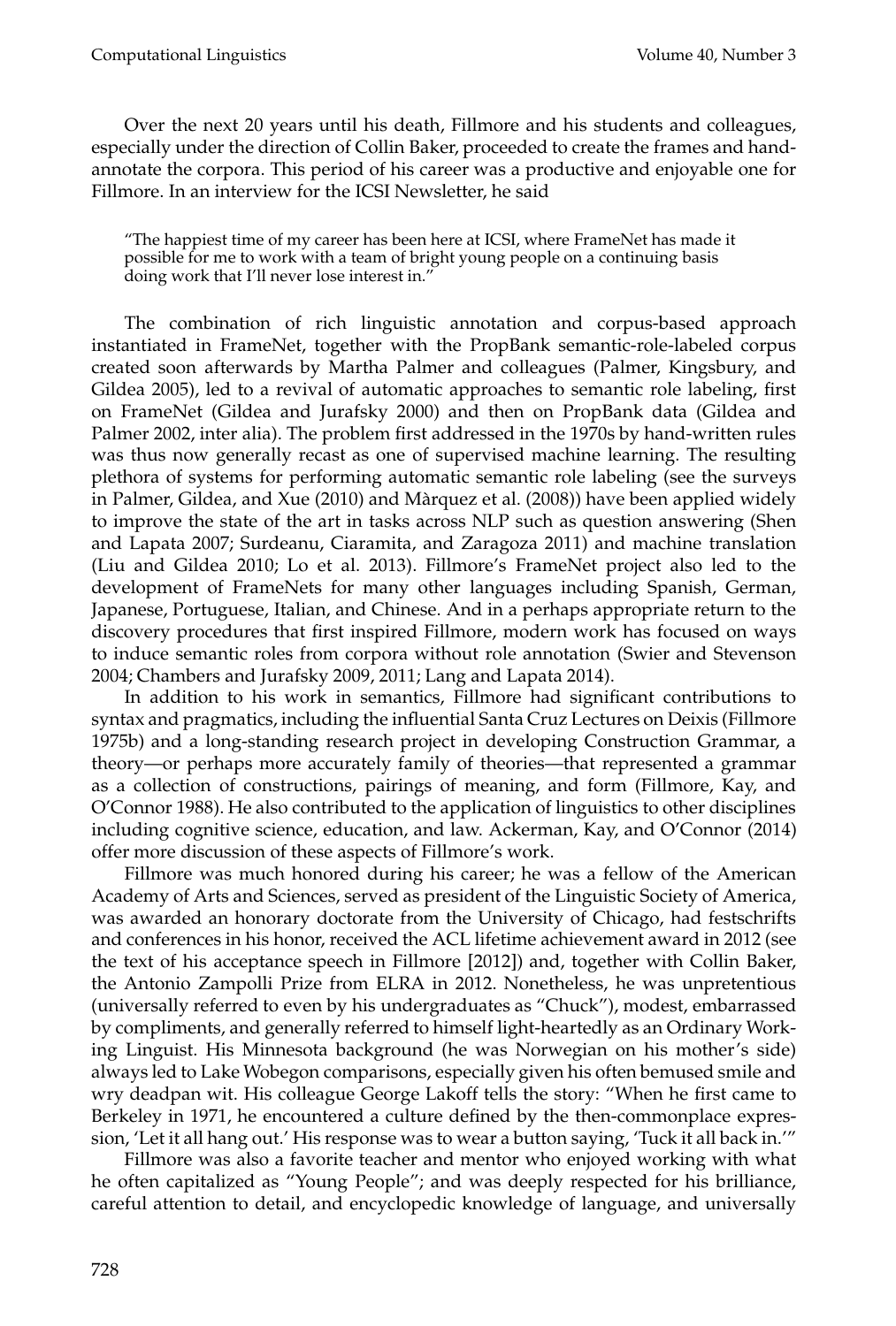Over the next 20 years until his death, Fillmore and his students and colleagues, especially under the direction of Collin Baker, proceeded to create the frames and hand-annotate the corpora. This period of his career was a productive and enjoyable one for Fillmore. In an interview for the ICSI Newsletter, he said

> "The happiest time of my career has been here at ICSI, where FrameNet has made it possible for me to work with a team of bright young people on a continuing basis doing work that I'll never lose interest in."

The combination of rich linguistic annotation and corpus-based approach instantiated in FrameNet, together with the PropBank semantic-role-labeled corpus created soon afterwards by Martha Palmer and colleagues (Palmer, Kingsbury, and Gildea 2005), led to a revival of automatic approaches to semantic role labeling, first on FrameNet (Gildea and Jurafsky 2000) and then on PropBank data (Gildea and Palmer 2002, inter alia). The problem first addressed in the 1970s by hand-written rules was thus now generally recast as one of supervised machine learning. The resulting plethora of systems for performing automatic semantic role labeling (see the surveys in Palmer, Gildea, and Xue (2010) and Màrquez et al. (2008)) have been applied widely to improve the state of the art in tasks across NLP such as question answering (Shen and Lapata 2007; Surdeanu, Ciaramita, and Zaragoza 2011) and machine translation (Liu and Gildea 2010; Lo et al. 2013). Fillmore's FrameNet project also led to the development of FrameNets for many other languages including Spanish, German, Japanese, Portuguese, Italian, and Chinese. And in a perhaps appropriate return to the discovery procedures that first inspired Fillmore, modern work has focused on ways to induce semantic roles from corpora without role annotation (Swier and Stevenson 2004; Chambers and Jurafsky 2009, 2011; Lang and Lapata 2014).

In addition to his work in semantics, Fillmore had significant contributions to syntax and pragmatics, including the influential Santa Cruz Lectures on Deixis (Fillmore 1975b) and a long-standing research project in developing Construction Grammar, a theory—or perhaps more accurately family of theories—that represented a grammar as a collection of constructions, pairings of meaning, and form (Fillmore, Kay, and O'Connor 1988). He also contributed to the application of linguistics to other disciplines including cognitive science, education, and law. Ackerman, Kay, and O'Connor (2014) offer more discussion of these aspects of Fillmore's work.

Fillmore was much honored during his career; he was a fellow of the American Academy of Arts and Sciences, served as president of the Linguistic Society of America, was awarded an honorary doctorate from the University of Chicago, had festschrifts and conferences in his honor, received the ACL lifetime achievement award in 2012 (see the text of his acceptance speech in Fillmore [2012]) and, together with Collin Baker, the Antonio Zampolli Prize from ELRA in 2012. Nonetheless, he was unpretentious (universally referred to even by his undergraduates as "Chuck"), modest, embarrassed by compliments, and generally referred to himself light-heartedly as an Ordinary Working Linguist. His Minnesota background (he was Norwegian on his mother's side) always led to Lake Wobegon comparisons, especially given his often bemused smile and wry deadpan wit. His colleague George Lakoff tells the story: "When he first came to Berkeley in 1971, he encountered a culture defined by the then-commonplace expression, 'Let it all hang out.' His response was to wear a button saying, 'Tuck it all back in.'"

Fillmore was also a favorite teacher and mentor who enjoyed working with what he often capitalized as "Young People"; and was deeply respected for his brilliance, careful attention to detail, and encyclopedic knowledge of language, and universally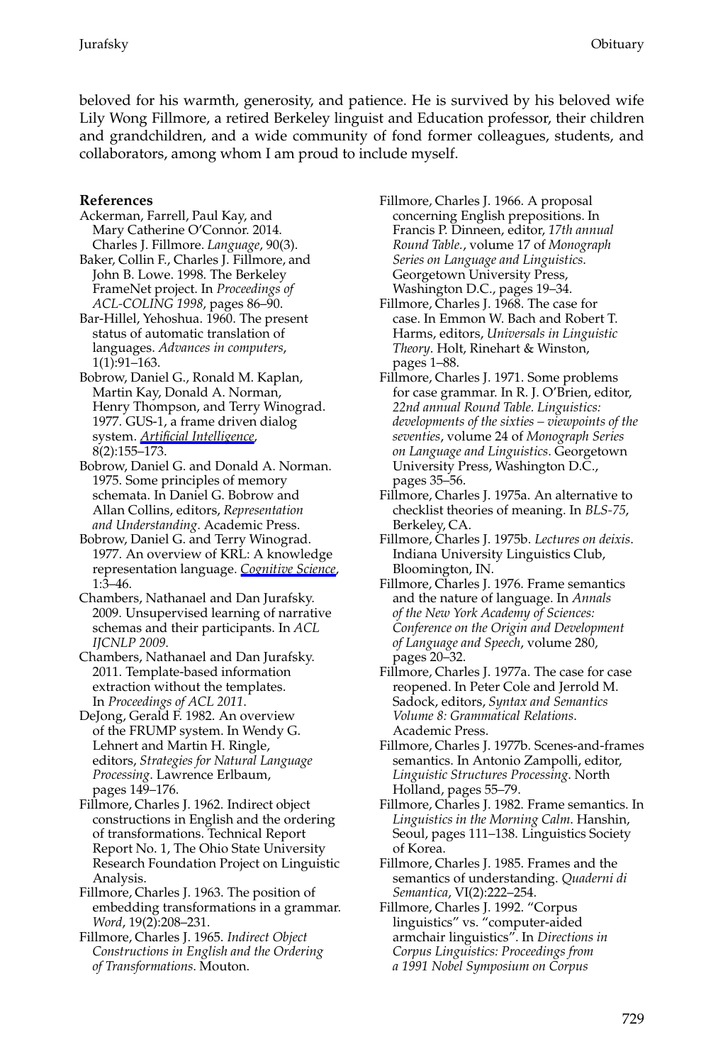beloved for his warmth, generosity, and patience. He is survived by his beloved wife Lily Wong Fillmore, a retired Berkeley linguist and Education professor, their children and grandchildren, and a wide community of fond former colleagues, students, and collaborators, among whom I am proud to include myself.

## References

Ackerman, Farrell, Paul Kay, and Mary Catherine O'Connor. 2014. Charles J. Fillmore. *Language*, 90(3).

Baker, Collin F., Charles J. Fillmore, and John B. Lowe. 1998. The Berkeley FrameNet project. In *Proceedings of ACL-COLING 1998*, pages 86–90.

Bar-Hillel, Yehoshua. 1960. The present status of automatic translation of languages. *Advances in computers*, 1(1):91–163.

Bobrow, Daniel G., Ronald M. Kaplan, Martin Kay, Donald A. Norman, Henry Thompson, and Terry Winograd. 1977. GUS-1, a frame driven dialog system. *Artificial Intelligence*, 8(2):155–173.

Bobrow, Daniel G. and Donald A. Norman. 1975. Some principles of memory schemata. In Daniel G. Bobrow and Allan Collins, editors, *Representation and Understanding*. Academic Press.

Bobrow, Daniel G. and Terry Winograd. 1977. An overview of KRL: A knowledge representation language. *Cognitive Science*, 1:3–46.

Chambers, Nathanael and Dan Jurafsky. 2009. Unsupervised learning of narrative schemas and their participants. In *ACL IJCNLP 2009*.

Chambers, Nathanael and Dan Jurafsky. 2011. Template-based information extraction without the templates. In *Proceedings of ACL 2011*.

DeJong, Gerald F. 1982. An overview of the FRUMP system. In Wendy G. Lehnert and Martin H. Ringle, editors, *Strategies for Natural Language Processing*. Lawrence Erlbaum, pages 149–176.

Fillmore, Charles J. 1962. Indirect object constructions in English and the ordering of transformations. Technical Report Report No. 1, The Ohio State University Research Foundation Project on Linguistic Analysis.

Fillmore, Charles J. 1963. The position of embedding transformations in a grammar. *Word*, 19(2):208–231.

Fillmore, Charles J. 1965. *Indirect Object Constructions in English and the Ordering of Transformations*. Mouton.

Fillmore, Charles J. 1966. A proposal concerning English prepositions. In Francis P. Dinneen, editor, *17th annual Round Table.*, volume 17 of *Monograph Series on Language and Linguistics.* Georgetown University Press, Washington D.C., pages 19–34.

Fillmore, Charles J. 1968. The case for case. In Emmon W. Bach and Robert T. Harms, editors, *Universals in Linguistic Theory*. Holt, Rinehart & Winston, pages 1–88.

Fillmore, Charles J. 1971. Some problems for case grammar. In R. J. O'Brien, editor, *22nd annual Round Table. Linguistics: developments of the sixties – viewpoints of the seventies*, volume 24 of *Monograph Series on Language and Linguistics*. Georgetown University Press, Washington D.C., pages 35–56.

Fillmore, Charles J. 1975a. An alternative to checklist theories of meaning. In *BLS-75*, Berkeley, CA.

Fillmore, Charles J. 1975b. *Lectures on deixis*. Indiana University Linguistics Club, Bloomington, IN.

Fillmore, Charles J. 1976. Frame semantics and the nature of language. In *Annals of the New York Academy of Sciences: Conference on the Origin and Development of Language and Speech*, volume 280, pages 20–32.

Fillmore, Charles J. 1977a. The case for case reopened. In Peter Cole and Jerrold M. Sadock, editors, *Syntax and Semantics Volume 8: Grammatical Relations.* Academic Press.

Fillmore, Charles J. 1977b. Scenes-and-frames semantics. In Antonio Zampolli, editor, *Linguistic Structures Processing*. North Holland, pages 55–79.

Fillmore, Charles J. 1982. Frame semantics. In *Linguistics in the Morning Calm*. Hanshin, Seoul, pages 111–138. Linguistics Society of Korea.

Fillmore, Charles J. 1985. Frames and the semantics of understanding. *Quaderni di Semantica*, VI(2):222–254.

Fillmore, Charles J. 1992. "Corpus linguistics" vs. "computer-aided armchair linguistics". In *Directions in Corpus Linguistics: Proceedings from a 1991 Nobel Symposium on Corpus*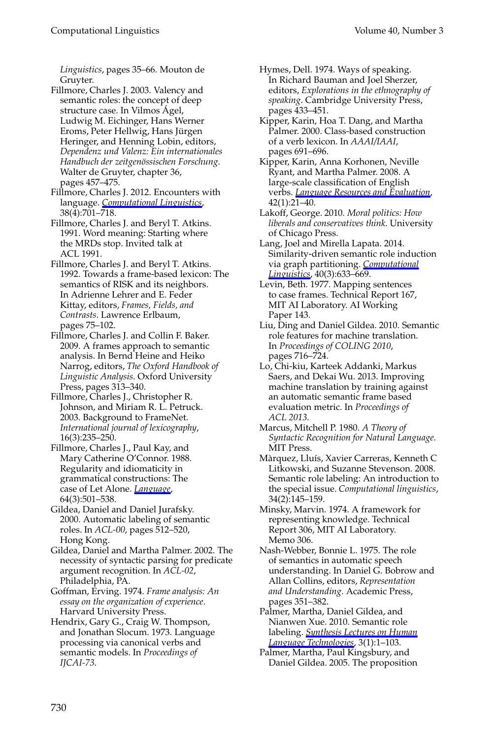*Linguistics*, pages 35–66. Mouton de Gruyter.

Fillmore, Charles J. 2003. Valency and semantic roles: the concept of deep structure case. In Vilmos Ágel, Ludwig M. Eichinger, Hans Werner Eroms, Peter Hellwig, Hans Jürgen Heringer, and Henning Lobin, editors, *Dependenz und Valenz: Ein internationales Handbuch der zeitgenössischen Forschung*. Walter de Gruyter, chapter 36, pages 457–475.

Fillmore, Charles J. 2012. Encounters with language. *Computational Linguistics*, 38(4):701–718.

Fillmore, Charles J. and Beryl T. Atkins. 1991. Word meaning: Starting where the MRDs stop. Invited talk at ACL 1991.

Fillmore, Charles J. and Beryl T. Atkins. 1992. Towards a frame-based lexicon: The semantics of RISK and its neighbors. In Adrienne Lehrer and E. Feder Kittay, editors, *Frames, Fields, and Contrasts*. Lawrence Erlbaum, pages 75–102.

Fillmore, Charles J. and Collin F. Baker. 2009. A frames approach to semantic analysis. In Bernd Heine and Heiko Narrog, editors, *The Oxford Handbook of Linguistic Analysis*. Oxford University Press, pages 313–340.

Fillmore, Charles J., Christopher R. Johnson, and Miriam R. L. Petruck. 2003. Background to FrameNet. *International journal of lexicography*, 16(3):235–250.

Fillmore, Charles J., Paul Kay, and Mary Catherine O'Connor. 1988. Regularity and idiomaticity in grammatical constructions: The case of Let Alone. *Language*, 64(3):501–538.

Gildea, Daniel and Daniel Jurafsky. 2000. Automatic labeling of semantic roles. In *ACL-00*, pages 512–520, Hong Kong.

Gildea, Daniel and Martha Palmer. 2002. The necessity of syntactic parsing for predicate argument recognition. In *ACL-02*, Philadelphia, PA.

Goffman, Erving. 1974. *Frame analysis: An essay on the organization of experience*. Harvard University Press.

Hendrix, Gary G., Craig W. Thompson, and Jonathan Slocum. 1973. Language processing via canonical verbs and semantic models. In *Proceedings of IJCAI-73*.

Hymes, Dell. 1974. Ways of speaking. In Richard Bauman and Joel Sherzer, editors, *Explorations in the ethnography of speaking*. Cambridge University Press, pages 433–451.

Kipper, Karin, Hoa T. Dang, and Martha Palmer. 2000. Class-based construction of a verb lexicon. In *AAAI/IAAI*, pages 691–696.

Kipper, Karin, Anna Korhonen, Neville Ryant, and Martha Palmer. 2008. A large-scale classification of English verbs. *Language Resources and Evaluation*, 42(1):21–40.

Lakoff, George. 2010. *Moral politics: How liberals and conservatives think*. University of Chicago Press.

Lang, Joel and Mirella Lapata. 2014. Similarity-driven semantic role induction via graph partitioning. *Computational Linguistics*, 40(3):633–669.

Levin, Beth. 1977. Mapping sentences to case frames. Technical Report 167, MIT AI Laboratory. AI Working Paper 143.

Liu, Ding and Daniel Gildea. 2010. Semantic role features for machine translation. In *Proceedings of COLING 2010*, pages 716–724.

Lo, Chi-kiu, Karteek Addanki, Markus Saers, and Dekai Wu. 2013. Improving machine translation by training against an automatic semantic frame based evaluation metric. In *Proceedings of ACL 2013*.

Marcus, Mitchell P. 1980. *A Theory of Syntactic Recognition for Natural Language*. MIT Press.

Màrquez, Lluís, Xavier Carreras, Kenneth C Litkowski, and Suzanne Stevenson. 2008. Semantic role labeling: An introduction to the special issue. *Computational linguistics*, 34(2):145–159.

Minsky, Marvin. 1974. A framework for representing knowledge. Technical Report 306, MIT AI Laboratory. Memo 306.

Nash-Webber, Bonnie L. 1975. The role of semantics in automatic speech understanding. In Daniel G. Bobrow and Allan Collins, editors, *Representation and Understanding*. Academic Press, pages 351–382.

Palmer, Martha, Daniel Gildea, and Nianwen Xue. 2010. Semantic role labeling. *Synthesis Lectures on Human Language Technologies*, 3(1):1–103.

Palmer, Martha, Paul Kingsbury, and Daniel Gildea. 2005. The proposition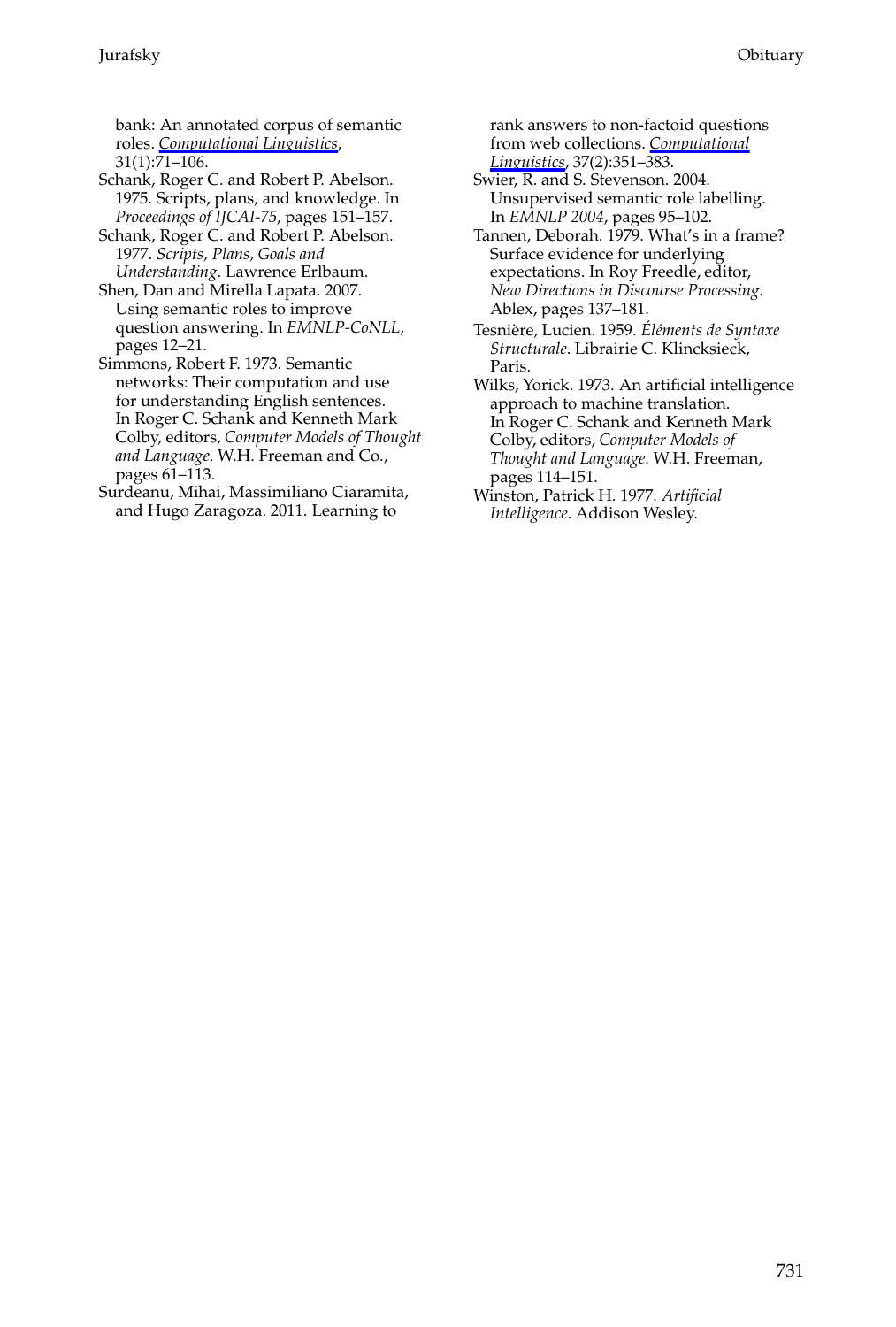bank: An annotated corpus of semantic roles. *Computational Linguistics*, 31(1):71–106.

Schank, Roger C. and Robert P. Abelson. 1975. Scripts, plans, and knowledge. In *Proceedings of IJCAI-75*, pages 151–157.

Schank, Roger C. and Robert P. Abelson. 1977. *Scripts, Plans, Goals and Understanding*. Lawrence Erlbaum.

Shen, Dan and Mirella Lapata. 2007. Using semantic roles to improve question answering. In *EMNLP-CoNLL*, pages 12–21.

Simmons, Robert F. 1973. Semantic networks: Their computation and use for understanding English sentences. In Roger C. Schank and Kenneth Mark Colby, editors, *Computer Models of Thought and Language*. W.H. Freeman and Co., pages 61–113.

Surdeanu, Mihai, Massimiliano Ciaramita, and Hugo Zaragoza. 2011. Learning to rank answers to non-factoid questions from web collections. *Computational Linguistics*, 37(2):351–383.

Swier, R. and S. Stevenson. 2004. Unsupervised semantic role labelling. In *EMNLP 2004*, pages 95–102.

Tannen, Deborah. 1979. What's in a frame? Surface evidence for underlying expectations. In Roy Freedle, editor, *New Directions in Discourse Processing*. Ablex, pages 137–181.

Tesnière, Lucien. 1959. *Éléments de Syntaxe Structurale*. Librairie C. Klincksieck, Paris.

Wilks, Yorick. 1973. An artificial intelligence approach to machine translation. In Roger C. Schank and Kenneth Mark Colby, editors, *Computer Models of Thought and Language*. W.H. Freeman, pages 114–151.

Winston, Patrick H. 1977. *Artificial Intelligence*. Addison Wesley.